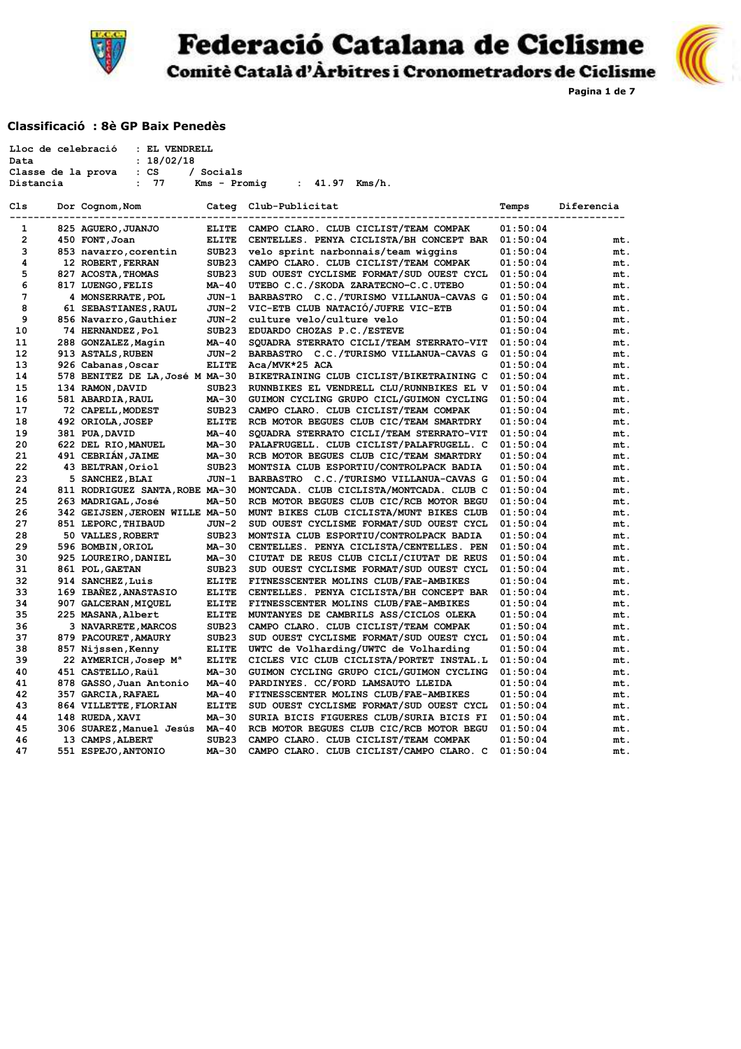# Federació Catalana de Ciclisme

## Comitè Català d'Àrbitres i Cronometradors de Ciclisme

### Classificació : 8è GP Baix Penedès

Lloc de celebració : EL VENDRELL
Data : 18/02/18
Classe de la prova : CS / Socials
Distancia : 77 Kms - Promig : 41.97 Kms/h.

| Cls | Dor | Cognom,Nom | Categ | Club-Publicitat | Temps | Diferencia |
|---|---|---|---|---|---|---|
| 1 | 825 | AGUERO,JUANJO | ELITE | CAMPO CLARO. CLUB CICLIST/TEAM COMPAK | 01:50:04 | |
| 2 | 450 | FONT,Joan | ELITE | CENTELLES. PENYA CICLISTA/BH CONCEPT BAR | 01:50:04 | mt. |
| 3 | 853 | navarro,corentin | SUB23 | velo sprint narbonnais/team wiggins | 01:50:04 | mt. |
| 4 | 12 | ROBERT,FERRAN | SUB23 | CAMPO CLARO. CLUB CICLIST/TEAM COMPAK | 01:50:04 | mt. |
| 5 | 827 | ACOSTA,THOMAS | SUB23 | SUD OUEST CYCLISME FORMAT/SUD OUEST CYCL | 01:50:04 | mt. |
| 6 | 817 | LUENGO,FELIS | MA-40 | UTEBO C.C./SKODA ZARATECNO-C.C.UTEBO | 01:50:04 | mt. |
| 7 | 4 | MONSERRATE,POL | JUN-1 | BARBASTRO C.C./TURISMO VILLANUA-CAVAS G | 01:50:04 | mt. |
| 8 | 61 | SEBASTIANES,RAUL | JUN-2 | VIC-ETB CLUB NATACIÓ/JUFRE VIC-ETB | 01:50:04 | mt. |
| 9 | 856 | Navarro,Gauthier | JUN-2 | culture velo/culture velo | 01:50:04 | mt. |
| 10 | 74 | HERNANDEZ,Pol | SUB23 | EDUARDO CHOZAS P.C./ESTEVE | 01:50:04 | mt. |
| 11 | 288 | GONZALEZ,Magín | MA-40 | SQUADRA STERRATO CICLI/TEAM STERRATO-VIT | 01:50:04 | mt. |
| 12 | 913 | ASTALS,RUBEN | JUN-2 | BARBASTRO C.C./TURISMO VILLANUA-CAVAS G | 01:50:04 | mt. |
| 13 | 926 | Cabanas,Oscar | ELITE | Aca/MVK*25 ACA | 01:50:04 | mt. |
| 14 | 578 | BENITEZ DE LA,José M | MA-30 | BIKETRAINING CLUB CICLIST/BIKETRAINING C | 01:50:04 | mt. |
| 15 | 134 | RAMON,DAVID | SUB23 | RUNNBIKES EL VENDRELL CLU/RUNNBIKES EL V | 01:50:04 | mt. |
| 16 | 581 | ABARDIA,RAUL | MA-30 | GUIMON CYCLING GRUPO CICL/GUIMON CYCLING | 01:50:04 | mt. |
| 17 | 72 | CAPELL,MODEST | SUB23 | CAMPO CLARO. CLUB CICLIST/TEAM COMPAK | 01:50:04 | mt. |
| 18 | 492 | ORIOLA,JOSEP | ELITE | RCB MOTOR BEGUES CLUB CIC/TEAM SMARTDRY | 01:50:04 | mt. |
| 19 | 381 | PUA,DAVID | MA-40 | SQUADRA STERRATO CICLI/TEAM STERRATO-VIT | 01:50:04 | mt. |
| 20 | 622 | DEL RIO,MANUEL | MA-30 | PALAFRUGELL. CLUB CICLIST/PALAFRUGELL. C | 01:50:04 | mt. |
| 21 | 491 | CEBRIÁN,JAIME | MA-30 | RCB MOTOR BEGUES CLUB CIC/TEAM SMARTDRY | 01:50:04 | mt. |
| 22 | 43 | BELTRAN,Oriol | SUB23 | MONTSIA CLUB ESPORTIU/CONTROLPACK BADIA | 01:50:04 | mt. |
| 23 | 5 | SANCHEZ,BLAI | JUN-1 | BARBASTRO C.C./TURISMO VILLANUA-CAVAS G | 01:50:04 | mt. |
| 24 | 811 | RODRIGUEZ SANTA,ROBE | MA-30 | MONTCADA. CLUB CICLISTA/MONTCADA. CLUB C | 01:50:04 | mt. |
| 25 | 263 | MADRIGAL,José | MA-50 | RCB MOTOR BEGUES CLUB CIC/RCB MOTOR BEGU | 01:50:04 | mt. |
| 26 | 342 | GEIJSEN,JEROEN WILLE | MA-50 | MUNT BIKES CLUB CICLISTA/MUNT BIKES CLUB | 01:50:04 | mt. |
| 27 | 851 | LEPORC,THIBAUD | JUN-2 | SUD OUEST CYCLISME FORMAT/SUD OUEST CYCL | 01:50:04 | mt. |
| 28 | 50 | VALLES,ROBERT | SUB23 | MONTSIA CLUB ESPORTIU/CONTROLPACK BADIA | 01:50:04 | mt. |
| 29 | 596 | BOMBIN,ORIOL | MA-30 | CENTELLES. PENYA CICLISTA/CENTELLES. PEN | 01:50:04 | mt. |
| 30 | 925 | LOUREIRO,DANIEL | MA-30 | CIUTAT DE REUS CLUB CICLI/CIUTAT DE REUS | 01:50:04 | mt. |
| 31 | 861 | POL,GAETAN | SUB23 | SUD OUEST CYCLISME FORMAT/SUD OUEST CYCL | 01:50:04 | mt. |
| 32 | 914 | SANCHEZ,Luis | ELITE | FITNESSCENTER MOLINS CLUB/FAE-AMBIKES | 01:50:04 | mt. |
| 33 | 169 | IBAÑEZ,ANASTASIO | ELITE | CENTELLES. PENYA CICLISTA/BH CONCEPT BAR | 01:50:04 | mt. |
| 34 | 907 | GALCERAN,MIQUEL | ELITE | FITNESSCENTER MOLINS CLUB/FAE-AMBIKES | 01:50:04 | mt. |
| 35 | 225 | MASANA,Albert | ELITE | MUNTANYES DE CAMBRILS ASS/CICLOS OLEKA | 01:50:04 | mt. |
| 36 | 3 | NAVARRETE,MARCOS | SUB23 | CAMPO CLARO. CLUB CICLIST/TEAM COMPAK | 01:50:04 | mt. |
| 37 | 879 | PACOURET,AMAURY | SUB23 | SUD OUEST CYCLISME FORMAT/SUD OUEST CYCL | 01:50:04 | mt. |
| 38 | 857 | Nijssen,Kenny | ELITE | UWTC de Volharding/UWTC de Volharding | 01:50:04 | mt. |
| 39 | 22 | AYMERICH,Josep Mª | ELITE | CICLES VIC CLUB CICLISTA/PORTET INSTAL.L | 01:50:04 | mt. |
| 40 | 451 | CASTELLO,Raül | MA-30 | GUIMON CYCLING GRUPO CICL/GUIMON CYCLING | 01:50:04 | mt. |
| 41 | 878 | GASSO,Juan Antonio | MA-40 | PARDINYES. CC/FORD LAMSAUTO LLEIDA | 01:50:04 | mt. |
| 42 | 357 | GARCIA,RAFAEL | MA-40 | FITNESSCENTER MOLINS CLUB/FAE-AMBIKES | 01:50:04 | mt. |
| 43 | 864 | VILLETTE,FLORIAN | ELITE | SUD OUEST CYCLISME FORMAT/SUD OUEST CYCL | 01:50:04 | mt. |
| 44 | 148 | RUEDA,XAVI | MA-30 | SURIA BICIS FIGUERES CLUB/SURIA BICIS FI | 01:50:04 | mt. |
| 45 | 306 | SUAREZ,Manuel Jesús | MA-40 | RCB MOTOR BEGUES CLUB CIC/RCB MOTOR BEGU | 01:50:04 | mt. |
| 46 | 13 | CAMPS,ALBERT | SUB23 | CAMPO CLARO. CLUB CICLIST/TEAM COMPAK | 01:50:04 | mt. |
| 47 | 551 | ESPEJO,ANTONIO | MA-30 | CAMPO CLARO. CLUB CICLIST/CAMPO CLARO. C | 01:50:04 | mt. |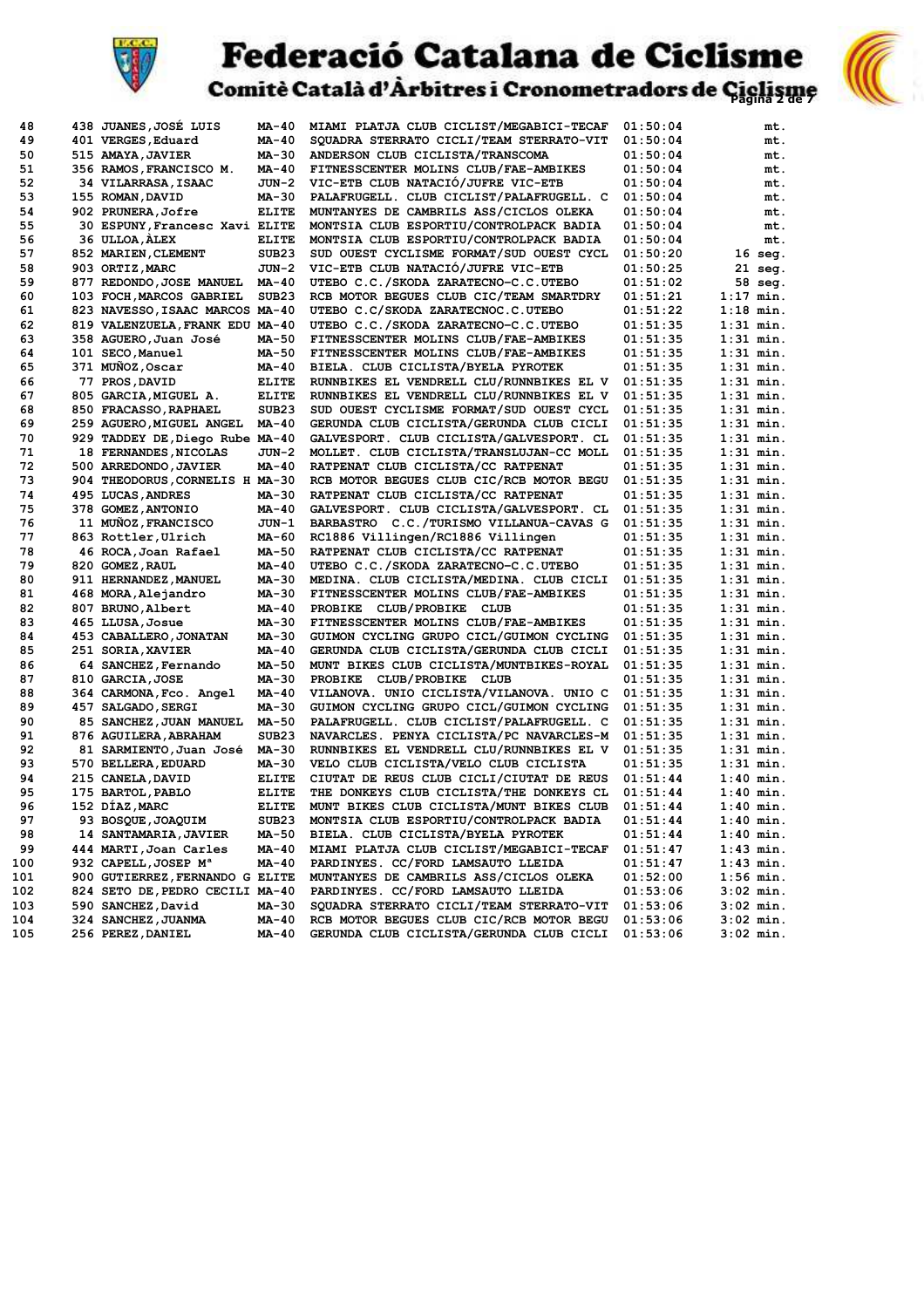# Federació Catalana de Ciclisme

## Comitè Català d'Àrbitres i Cronometradors de Ciclisme

| | | | | | | |
|---|---|---|---|---|---|---|
| 48 | 438 | JUANES,JOSÉ LUIS | MA-40 | MIAMI PLATJA CLUB CICLIST/MEGABICI-TECAF | 01:50:04 | mt. |
| 49 | 401 | VERGES,Eduard | MA-40 | SQUADRA STERRATO CICLI/TEAM STERRATO-VIT | 01:50:04 | mt. |
| 50 | 515 | AMAYA,JAVIER | MA-30 | ANDERSON CLUB CICLISTA/TRANSCOMA | 01:50:04 | mt. |
| 51 | 356 | RAMOS,FRANCISCO M. | MA-40 | FITNESSCENTER MOLINS CLUB/FAE-AMBIKES | 01:50:04 | mt. |
| 52 | 34 | VILARRASA,ISAAC | JUN-2 | VIC-ETB CLUB NATACIÓ/JUFRE VIC-ETB | 01:50:04 | mt. |
| 53 | 155 | ROMAN,DAVID | MA-30 | PALAFRUGELL. CLUB CICLIST/PALAFRUGELL. C | 01:50:04 | mt. |
| 54 | 902 | PRUNERA,Jofre | ELITE | MUNTANYES DE CAMBRILS ASS/CICLOS OLEKA | 01:50:04 | mt. |
| 55 | 30 | ESPUNY,Francesc Xavi | ELITE | MONTSIA CLUB ESPORTIU/CONTROLPACK BADIA | 01:50:04 | mt. |
| 56 | 36 | ULLOA,ÀLEX | ELITE | MONTSIA CLUB ESPORTIU/CONTROLPACK BADIA | 01:50:04 | mt. |
| 57 | 852 | MARIEN,CLEMENT | SUB23 | SUD OUEST CYCLISME FORMAT/SUD OUEST CYCL | 01:50:20 | 16 seg. |
| 58 | 903 | ORTIZ,MARC | JUN-2 | VIC-ETB CLUB NATACIÓ/JUFRE VIC-ETB | 01:50:25 | 21 seg. |
| 59 | 877 | REDONDO,JOSE MANUEL | MA-40 | UTEBO C.C./SKODA ZARATECNO-C.C.UTEBO | 01:51:02 | 58 seg. |
| 60 | 103 | FOCH,MARCOS GABRIEL | SUB23 | RCB MOTOR BEGUES CLUB CIC/TEAM SMARTDRY | 01:51:21 | 1:17 min. |
| 61 | 823 | NAVESSO,ISAAC MARCOS | MA-40 | UTEBO C.C/SKODA ZARATECNOC.C.UTEBO | 01:51:22 | 1:18 min. |
| 62 | 819 | VALENZUELA,FRANK EDU | MA-40 | UTEBO C.C./SKODA ZARATECNO-C.C.UTEBO | 01:51:35 | 1:31 min. |
| 63 | 358 | AGUERO,Juan José | MA-50 | FITNESSCENTER MOLINS CLUB/FAE-AMBIKES | 01:51:35 | 1:31 min. |
| 64 | 101 | SECO,Manuel | MA-50 | FITNESSCENTER MOLINS CLUB/FAE-AMBIKES | 01:51:35 | 1:31 min. |
| 65 | 371 | MUÑOZ,Oscar | MA-40 | BIELA. CLUB CICLISTA/BYELA PYROTEK | 01:51:35 | 1:31 min. |
| 66 | 77 | PROS,DAVID | ELITE | RUNNBIKES EL VENDRELL CLU/RUNNBIKES EL V | 01:51:35 | 1:31 min. |
| 67 | 805 | GARCIA,MIGUEL A. | ELITE | RUNNBIKES EL VENDRELL CLU/RUNNBIKES EL V | 01:51:35 | 1:31 min. |
| 68 | 850 | FRACASSO,RAPHAEL | SUB23 | SUD OUEST CYCLISME FORMAT/SUD OUEST CYCL | 01:51:35 | 1:31 min. |
| 69 | 259 | AGUERO,MIGUEL ANGEL | MA-40 | GERUNDA CLUB CICLISTA/GERUNDA CLUB CICLI | 01:51:35 | 1:31 min. |
| 70 | 929 | TADDEY DE,Diego Rube | MA-40 | GALVESPORT. CLUB CICLISTA/GALVESPORT. CL | 01:51:35 | 1:31 min. |
| 71 | 18 | FERNANDES,NICOLAS | JUN-2 | MOLLET. CLUB CICLISTA/TRANSLUJAN-CC MOLL | 01:51:35 | 1:31 min. |
| 72 | 500 | ARREDONDO,JAVIER | MA-40 | RATPENAT CLUB CICLISTA/CC RATPENAT | 01:51:35 | 1:31 min. |
| 73 | 904 | THEODORUS,CORNELIS H | MA-30 | RCB MOTOR BEGUES CLUB CIC/RCB MOTOR BEGU | 01:51:35 | 1:31 min. |
| 74 | 495 | LUCAS,ANDRES | MA-30 | RATPENAT CLUB CICLISTA/CC RATPENAT | 01:51:35 | 1:31 min. |
| 75 | 378 | GOMEZ,ANTONIO | MA-40 | GALVESPORT. CLUB CICLISTA/GALVESPORT. CL | 01:51:35 | 1:31 min. |
| 76 | 11 | MUÑOZ,FRANCISCO | JUN-1 | BARBASTRO C.C./TURISMO VILLANUA-CAVAS G | 01:51:35 | 1:31 min. |
| 77 | 863 | Rottler,Ulrich | MA-60 | RC1886 Villingen/RC1886 Villingen | 01:51:35 | 1:31 min. |
| 78 | 46 | ROCA,Joan Rafael | MA-50 | RATPENAT CLUB CICLISTA/CC RATPENAT | 01:51:35 | 1:31 min. |
| 79 | 820 | GOMEZ,RAUL | MA-40 | UTEBO C.C./SKODA ZARATECNO-C.C.UTEBO | 01:51:35 | 1:31 min. |
| 80 | 911 | HERNANDEZ,MANUEL | MA-30 | MEDINA. CLUB CICLISTA/MEDINA. CLUB CICLI | 01:51:35 | 1:31 min. |
| 81 | 468 | MORA,Alejandro | MA-30 | FITNESSCENTER MOLINS CLUB/FAE-AMBIKES | 01:51:35 | 1:31 min. |
| 82 | 807 | BRUNO,Albert | MA-40 | PROBIKE CLUB/PROBIKE CLUB | 01:51:35 | 1:31 min. |
| 83 | 465 | LLUSA,Josue | MA-30 | FITNESSCENTER MOLINS CLUB/FAE-AMBIKES | 01:51:35 | 1:31 min. |
| 84 | 453 | CABALLERO,JONATAN | MA-30 | GUIMON CYCLING GRUPO CICL/GUIMON CYCLING | 01:51:35 | 1:31 min. |
| 85 | 251 | SORIA,XAVIER | MA-40 | GERUNDA CLUB CICLISTA/GERUNDA CLUB CICLI | 01:51:35 | 1:31 min. |
| 86 | 64 | SANCHEZ,Fernando | MA-50 | MUNT BIKES CLUB CICLISTA/MUNTBIKES-ROYAL | 01:51:35 | 1:31 min. |
| 87 | 810 | GARCIA,JOSE | MA-30 | PROBIKE CLUB/PROBIKE CLUB | 01:51:35 | 1:31 min. |
| 88 | 364 | CARMONA,Fco. Angel | MA-40 | VILANOVA. UNIO CICLISTA/VILANOVA. UNIO C | 01:51:35 | 1:31 min. |
| 89 | 457 | SALGADO,SERGI | MA-30 | GUIMON CYCLING GRUPO CICL/GUIMON CYCLING | 01:51:35 | 1:31 min. |
| 90 | 85 | SANCHEZ,JUAN MANUEL | MA-50 | PALAFRUGELL. CLUB CICLIST/PALAFRUGELL. C | 01:51:35 | 1:31 min. |
| 91 | 876 | AGUILERA,ABRAHAM | SUB23 | NAVARCLES. PENYA CICLISTA/PC NAVARCLES-M | 01:51:35 | 1:31 min. |
| 92 | 81 | SARMIENTO,Juan José | MA-30 | RUNNBIKES EL VENDRELL CLU/RUNNBIKES EL V | 01:51:35 | 1:31 min. |
| 93 | 570 | BELLERA,EDUARD | MA-30 | VELO CLUB CICLISTA/VELO CLUB CICLISTA | 01:51:35 | 1:31 min. |
| 94 | 215 | CANELA,DAVID | ELITE | CIUTAT DE REUS CLUB CICLI/CIUTAT DE REUS | 01:51:44 | 1:40 min. |
| 95 | 175 | BARTOL,PABLO | ELITE | THE DONKEYS CLUB CICLISTA/THE DONKEYS CL | 01:51:44 | 1:40 min. |
| 96 | 152 | DÍAZ,MARC | ELITE | MUNT BIKES CLUB CICLISTA/MUNT BIKES CLUB | 01:51:44 | 1:40 min. |
| 97 | 93 | BOSQUE,JOAQUIM | SUB23 | MONTSIA CLUB ESPORTIU/CONTROLPACK BADIA | 01:51:44 | 1:40 min. |
| 98 | 14 | SANTAMARIA,JAVIER | MA-50 | BIELA. CLUB CICLISTA/BYELA PYROTEK | 01:51:44 | 1:40 min. |
| 99 | 444 | MARTI,Joan Carles | MA-40 | MIAMI PLATJA CLUB CICLIST/MEGABICI-TECAF | 01:51:47 | 1:43 min. |
| 100 | 932 | CAPELL,JOSEP Mª | MA-40 | PARDINYES. CC/FORD LAMSAUTO LLEIDA | 01:51:47 | 1:43 min. |
| 101 | 900 | GUTIERREZ,FERNANDO G | ELITE | MUNTANYES DE CAMBRILS ASS/CICLOS OLEKA | 01:52:00 | 1:56 min. |
| 102 | 824 | SETO DE,PEDRO CECILI | MA-40 | PARDINYES. CC/FORD LAMSAUTO LLEIDA | 01:53:06 | 3:02 min. |
| 103 | 590 | SANCHEZ,David | MA-30 | SQUADRA STERRATO CICLI/TEAM STERRATO-VIT | 01:53:06 | 3:02 min. |
| 104 | 324 | SANCHEZ,JUANMA | MA-40 | RCB MOTOR BEGUES CLUB CIC/RCB MOTOR BEGU | 01:53:06 | 3:02 min. |
| 105 | 256 | PEREZ,DANIEL | MA-40 | GERUNDA CLUB CICLISTA/GERUNDA CLUB CICLI | 01:53:06 | 3:02 min. |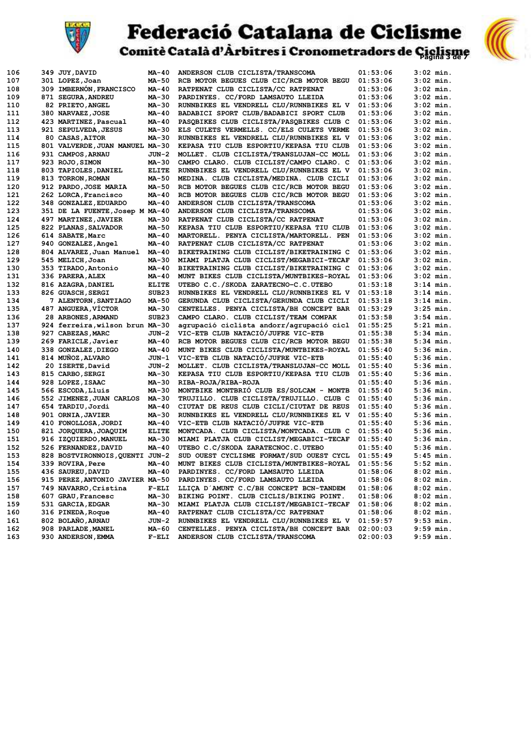# Federació Catalana de Ciclisme

## Comitè Català d'Àrbitres i Cronometradors de Ciclisme

| | | | | | | |
|---|---|---|---|---|---|---|
| 106 | 349 | JUY,DAVID | MA-40 | ANDERSON CLUB CICLISTA/TRANSCOMA | 01:53:06 | 3:02 min. |
| 107 | 301 | LOPEZ,Joan | MA-50 | RCB MOTOR BEGUES CLUB CIC/RCB MOTOR BEGU | 01:53:06 | 3:02 min. |
| 108 | 309 | IMBERNÓN,FRANCISCO | MA-40 | RATPENAT CLUB CICLISTA/CC RATPENAT | 01:53:06 | 3:02 min. |
| 109 | 871 | SEGURA,ANDREU | MA-30 | PARDINYES. CC/FORD LAMSAUTO LLEIDA | 01:53:06 | 3:02 min. |
| 110 | 82 | PRIETO,ANGEL | MA-30 | RUNNBIKES EL VENDRELL CLU/RUNNBIKES EL V | 01:53:06 | 3:02 min. |
| 111 | 380 | NARVAEZ,JOSE | MA-40 | BADABICI SPORT CLUB/BADABICI SPORT CLUB | 01:53:06 | 3:02 min. |
| 112 | 423 | MARTINEZ,Pascual | MA-40 | PASQBIKES CLUB CICLISTA/PASQBIKES CLUB C | 01:53:06 | 3:02 min. |
| 113 | 921 | SEPULVEDA,JESUS | MA-30 | ELS CULETS VERMELLS. CC/ELS CULETS VERME | 01:53:06 | 3:02 min. |
| 114 | 80 | CASAS,AITOR | MA-30 | RUNNBIKES EL VENDRELL CLU/RUNNBIKES EL V | 01:53:06 | 3:02 min. |
| 115 | 801 | VALVERDE,JUAN MANUEL | MA-30 | KEPASA TIU CLUB ESPORTIU/KEPASA TIU CLUB | 01:53:06 | 3:02 min. |
| 116 | 931 | CAMPOS,ARNAU | JUN-2 | MOLLET. CLUB CICLISTA/TRANSLUJAN-CC MOLL | 01:53:06 | 3:02 min. |
| 117 | 923 | ROJO,SIMON | MA-30 | CAMPO CLARO. CLUB CICLIST/CAMPO CLARO. C | 01:53:06 | 3:02 min. |
| 118 | 803 | TAPIOLES,DANIEL | ELITE | RUNNBIKES EL VENDRELL CLU/RUNNBIKES EL V | 01:53:06 | 3:02 min. |
| 119 | 813 | TORRON,ROMAN | MA-50 | MEDINA. CLUB CICLISTA/MEDINA. CLUB CICLI | 01:53:06 | 3:02 min. |
| 120 | 912 | PARDO,JOSE MARIA | MA-50 | RCB MOTOR BEGUES CLUB CIC/RCB MOTOR BEGU | 01:53:06 | 3:02 min. |
| 121 | 262 | LORCA,Francisco | MA-40 | RCB MOTOR BEGUES CLUB CIC/RCB MOTOR BEGU | 01:53:06 | 3:02 min. |
| 122 | 348 | GONZALEZ,EDUARDO | MA-40 | ANDERSON CLUB CICLISTA/TRANSCOMA | 01:53:06 | 3:02 min. |
| 123 | 351 | DE LA FUENTE,Josep M | MA-40 | ANDERSON CLUB CICLISTA/TRANSCOMA | 01:53:06 | 3:02 min. |
| 124 | 497 | MARTINEZ,JAVIER | MA-30 | RATPENAT CLUB CICLISTA/CC RATPENAT | 01:53:06 | 3:02 min. |
| 125 | 822 | PLANAS,SALVADOR | MA-50 | KEPASA TIU CLUB ESPORTIU/KEPASA TIU CLUB | 01:53:06 | 3:02 min. |
| 126 | 614 | SABATE,Marc | MA-40 | MARTORELL. PENYA CICLISTA/MARTORELL. PEN | 01:53:06 | 3:02 min. |
| 127 | 940 | GONZALEZ,Angel | MA-40 | RATPENAT CLUB CICLISTA/CC RATPENAT | 01:53:06 | 3:02 min. |
| 128 | 804 | ALVAREZ,Juan Manuel | MA-40 | BIKETRAINING CLUB CICLIST/BIKETRAINING C | 01:53:06 | 3:02 min. |
| 129 | 545 | MELICH,Joan | MA-30 | MIAMI PLATJA CLUB CICLIST/MEGABICI-TECAF | 01:53:06 | 3:02 min. |
| 130 | 353 | TIRADO,Antonio | MA-40 | BIKETRAINING CLUB CICLIST/BIKETRAINING C | 01:53:06 | 3:02 min. |
| 131 | 336 | PARERA,ALEX | MA-40 | MUNT BIKES CLUB CICLISTA/MUNTBIKES-ROYAL | 01:53:06 | 3:02 min. |
| 132 | 816 | AZAGRA,DANIEL | ELITE | UTEBO C.C./SKODA ZARATECNO-C.C.UTEBO | 01:53:18 | 3:14 min. |
| 133 | 826 | GUASCH,SERGI | SUB23 | RUNNBIKES EL VENDRELL CLU/RUNNBIKES EL V | 01:53:18 | 3:14 min. |
| 134 | 7 | ALENTORN,SANTIAGO | MA-50 | GERUNDA CLUB CICLISTA/GERUNDA CLUB CICLI | 01:53:18 | 3:14 min. |
| 135 | 487 | ANGUERA,VÍCTOR | MA-30 | CENTELLES. PENYA CICLISTA/BH CONCEPT BAR | 01:53:29 | 3:25 min. |
| 136 | 28 | ARBONES,ARMAND | SUB23 | CAMPO CLARO. CLUB CICLIST/TEAM COMPAK | 01:53:58 | 3:54 min. |
| 137 | 924 | ferreira,wilson brun | MA-30 | agrupació ciclista andorr/agrupació cicl | 01:55:25 | 5:21 min. |
| 138 | 927 | CABEZAS,MARC | JUN-2 | VIC-ETB CLUB NATACIÓ/JUFRE VIC-ETB | 01:55:38 | 5:34 min. |
| 139 | 269 | FARICLE,Javier | MA-40 | RCB MOTOR BEGUES CLUB CIC/RCB MOTOR BEGU | 01:55:38 | 5:34 min. |
| 140 | 338 | GONZALEZ,DIEGO | MA-40 | MUNT BIKES CLUB CICLISTA/MUNTBIKES-ROYAL | 01:55:40 | 5:36 min. |
| 141 | 814 | MUÑOZ,ALVARO | JUN-1 | VIC-ETB CLUB NATACIÓ/JUFRE VIC-ETB | 01:55:40 | 5:36 min. |
| 142 | 20 | ISERTE,David | JUN-2 | MOLLET. CLUB CICLISTA/TRANSLUJAN-CC MOLL | 01:55:40 | 5:36 min. |
| 143 | 815 | CARBO,SERGI | MA-30 | KEPASA TIU CLUB ESPORTIU/KEPASA TIU CLUB | 01:55:40 | 5:36 min. |
| 144 | 928 | LOPEZ,ISAAC | MA-30 | RIBA-ROJA/RIBA-ROJA | 01:55:40 | 5:36 min. |
| 145 | 566 | ESCODA,Lluis | MA-30 | MONTBIKE MONTBRIÓ CLUB ES/SOLCAM - MONTB | 01:55:40 | 5:36 min. |
| 146 | 552 | JIMENEZ,JUAN CARLOS | MA-30 | TRUJILLO. CLUB CICLISTA/TRUJILLO. CLUB C | 01:55:40 | 5:36 min. |
| 147 | 654 | TARDIU,Jordi | MA-40 | CIUTAT DE REUS CLUB CICLI/CIUTAT DE REUS | 01:55:40 | 5:36 min. |
| 148 | 901 | ORNIA,JAVIER | MA-30 | RUNNBIKES EL VENDRELL CLU/RUNNBIKES EL V | 01:55:40 | 5:36 min. |
| 149 | 410 | FONOLLOSA,JORDI | MA-40 | VIC-ETB CLUB NATACIÓ/JUFRE VIC-ETB | 01:55:40 | 5:36 min. |
| 150 | 821 | JORQUERA,JOAQUIM | ELITE | MONTCADA. CLUB CICLISTA/MONTCADA. CLUB C | 01:55:40 | 5:36 min. |
| 151 | 916 | IZQUIERDO,MANUEL | MA-30 | MIAMI PLATJA CLUB CICLIST/MEGABICI-TECAF | 01:55:40 | 5:36 min. |
| 152 | 526 | FERNANDEZ,DAVID | MA-40 | UTEBO C.C/SKODA ZARATECNOC.C.UTEBO | 01:55:40 | 5:36 min. |
| 153 | 828 | BOSTVIRONNOIS,QUENTI | JUN-2 | SUD OUEST CYCLISME FORMAT/SUD OUEST CYCL | 01:55:49 | 5:45 min. |
| 154 | 339 | ROVIRA,Pere | MA-40 | MUNT BIKES CLUB CICLISTA/MUNTBIKES-ROYAL | 01:55:56 | 5:52 min. |
| 155 | 436 | SAUREU,DAVID | MA-40 | PARDINYES. CC/FORD LAMSAUTO LLEIDA | 01:58:06 | 8:02 min. |
| 156 | 915 | PEREZ,ANTONIO JAVIER | MA-50 | PARDINYES. CC/FORD LAMSAUTO LLEIDA | 01:58:06 | 8:02 min. |
| 157 | 749 | NAVARRO,Cristina | F-ELI | LLIÇA D´AMUNT C.C/BH CONCEPT BCN-TANDEM | 01:58:06 | 8:02 min. |
| 158 | 607 | GRAU,Francesc | MA-30 | BIKING POINT. CLUB CICLIS/BIKING POINT. | 01:58:06 | 8:02 min. |
| 159 | 531 | GARCIA,EDGAR | MA-30 | MIAMI PLATJA CLUB CICLIST/MEGABICI-TECAF | 01:58:06 | 8:02 min. |
| 160 | 316 | PINEDA,Roque | MA-40 | RATPENAT CLUB CICLISTA/CC RATPENAT | 01:58:06 | 8:02 min. |
| 161 | 802 | BOLAÑO,ARNAU | JUN-2 | RUNNBIKES EL VENDRELL CLU/RUNNBIKES EL V | 01:59:57 | 9:53 min. |
| 162 | 908 | PARLADE,MANEL | MA-60 | CENTELLES. PENYA CICLISTA/BH CONCEPT BAR | 02:00:03 | 9:59 min. |
| 163 | 930 | ANDERSON,EMMA | F-ELI | ANDERSON CLUB CICLISTA/TRANSCOMA | 02:00:03 | 9:59 min. |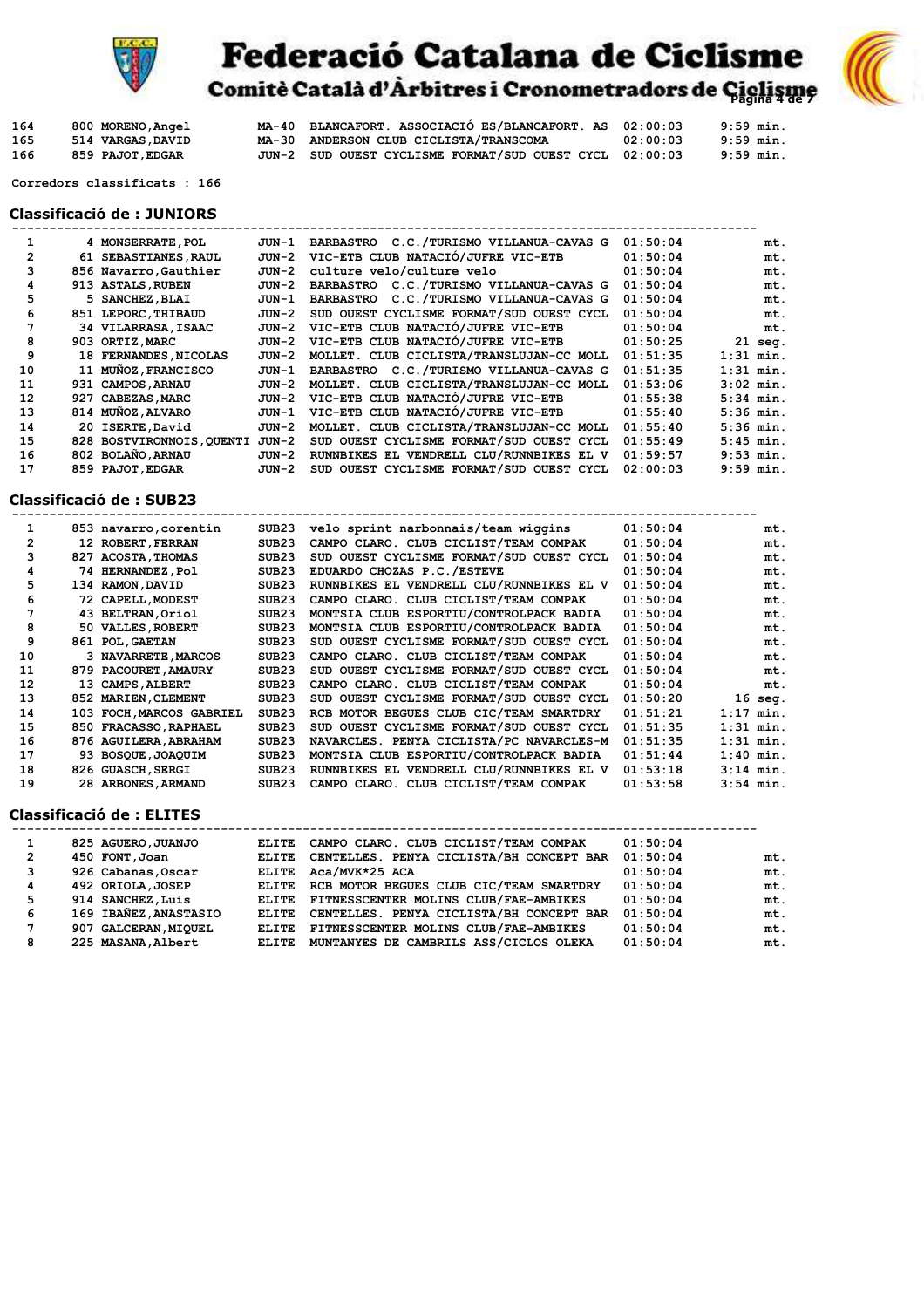| | | | | | | |
|---|---|---|---|---|---|---|
| 164 | 800 | MORENO,Angel | MA-40 | BLANCAFORT. ASSOCIACIÓ ES/BLANCAFORT. AS | 02:00:03 | 9:59 min. |
| 165 | 514 | VARGAS,DAVID | MA-30 | ANDERSON CLUB CICLISTA/TRANSCOMA | 02:00:03 | 9:59 min. |
| 166 | 859 | PAJOT,EDGAR | JUN-2 | SUD OUEST CYCLISME FORMAT/SUD OUEST CYCL | 02:00:03 | 9:59 min. |

Corredors classificats : 166

## Classificació de : JUNIORS

| | | | | | | |
|---|---|---|---|---|---|---|
| 1 | 4 | MONSERRATE,POL | JUN-1 | BARBASTRO C.C./TURISMO VILLANUA-CAVAS G | 01:50:04 | mt. |
| 2 | 61 | SEBASTIANES,RAUL | JUN-2 | VIC-ETB CLUB NATACIÓ/JUFRE VIC-ETB | 01:50:04 | mt. |
| 3 | 856 | Navarro,Gauthier | JUN-2 | culture velo/culture velo | 01:50:04 | mt. |
| 4 | 913 | ASTALS,RUBEN | JUN-2 | BARBASTRO C.C./TURISMO VILLANUA-CAVAS G | 01:50:04 | mt. |
| 5 | 5 | SANCHEZ,BLAI | JUN-1 | BARBASTRO C.C./TURISMO VILLANUA-CAVAS G | 01:50:04 | mt. |
| 6 | 851 | LEPORC,THIBAUD | JUN-2 | SUD OUEST CYCLISME FORMAT/SUD OUEST CYCL | 01:50:04 | mt. |
| 7 | 34 | VILARRASA,ISAAC | JUN-2 | VIC-ETB CLUB NATACIÓ/JUFRE VIC-ETB | 01:50:04 | mt. |
| 8 | 903 | ORTIZ,MARC | JUN-2 | VIC-ETB CLUB NATACIÓ/JUFRE VIC-ETB | 01:50:25 | 21 seg. |
| 9 | 18 | FERNANDES,NICOLAS | JUN-2 | MOLLET. CLUB CICLISTA/TRANSLUJAN-CC MOLL | 01:51:35 | 1:31 min. |
| 10 | 11 | MUÑOZ,FRANCISCO | JUN-1 | BARBASTRO C.C./TURISMO VILLANUA-CAVAS G | 01:51:35 | 1:31 min. |
| 11 | 931 | CAMPOS,ARNAU | JUN-2 | MOLLET. CLUB CICLISTA/TRANSLUJAN-CC MOLL | 01:53:06 | 3:02 min. |
| 12 | 927 | CABEZAS,MARC | JUN-2 | VIC-ETB CLUB NATACIÓ/JUFRE VIC-ETB | 01:55:38 | 5:34 min. |
| 13 | 814 | MUÑOZ,ALVARO | JUN-1 | VIC-ETB CLUB NATACIÓ/JUFRE VIC-ETB | 01:55:40 | 5:36 min. |
| 14 | 20 | ISERTE,David | JUN-2 | MOLLET. CLUB CICLISTA/TRANSLUJAN-CC MOLL | 01:55:40 | 5:36 min. |
| 15 | 828 | BOSTVIRONNOIS,QUENTI | JUN-2 | SUD OUEST CYCLISME FORMAT/SUD OUEST CYCL | 01:55:49 | 5:45 min. |
| 16 | 802 | BOLAÑO,ARNAU | JUN-2 | RUNNBIKES EL VENDRELL CLU/RUNNBIKES EL V | 01:59:57 | 9:53 min. |
| 17 | 859 | PAJOT,EDGAR | JUN-2 | SUD OUEST CYCLISME FORMAT/SUD OUEST CYCL | 02:00:03 | 9:59 min. |

## Classificació de : SUB23

| | | | | | | |
|---|---|---|---|---|---|---|
| 1 | 853 | navarro,corentin | SUB23 | velo sprint narbonnais/team wiggins | 01:50:04 | mt. |
| 2 | 12 | ROBERT,FERRAN | SUB23 | CAMPO CLARO. CLUB CICLIST/TEAM COMPAK | 01:50:04 | mt. |
| 3 | 827 | ACOSTA,THOMAS | SUB23 | SUD OUEST CYCLISME FORMAT/SUD OUEST CYCL | 01:50:04 | mt. |
| 4 | 74 | HERNANDEZ,Pol | SUB23 | EDUARDO CHOZAS P.C./ESTEVE | 01:50:04 | mt. |
| 5 | 134 | RAMON,DAVID | SUB23 | RUNNBIKES EL VENDRELL CLU/RUNNBIKES EL V | 01:50:04 | mt. |
| 6 | 72 | CAPELL,MODEST | SUB23 | CAMPO CLARO. CLUB CICLIST/TEAM COMPAK | 01:50:04 | mt. |
| 7 | 43 | BELTRAN,Oriol | SUB23 | MONTSIA CLUB ESPORTIU/CONTROLPACK BADIA | 01:50:04 | mt. |
| 8 | 50 | VALLES,ROBERT | SUB23 | MONTSIA CLUB ESPORTIU/CONTROLPACK BADIA | 01:50:04 | mt. |
| 9 | 861 | POL,GAETAN | SUB23 | SUD OUEST CYCLISME FORMAT/SUD OUEST CYCL | 01:50:04 | mt. |
| 10 | 3 | NAVARRETE,MARCOS | SUB23 | CAMPO CLARO. CLUB CICLIST/TEAM COMPAK | 01:50:04 | mt. |
| 11 | 879 | PACOURET,AMAURY | SUB23 | SUD OUEST CYCLISME FORMAT/SUD OUEST CYCL | 01:50:04 | mt. |
| 12 | 13 | CAMPS,ALBERT | SUB23 | CAMPO CLARO. CLUB CICLIST/TEAM COMPAK | 01:50:04 | mt. |
| 13 | 852 | MARIEN,CLEMENT | SUB23 | SUD OUEST CYCLISME FORMAT/SUD OUEST CYCL | 01:50:20 | 16 seg. |
| 14 | 103 | FOCH,MARCOS GABRIEL | SUB23 | RCB MOTOR BEGUES CLUB CIC/TEAM SMARTDRY | 01:51:21 | 1:17 min. |
| 15 | 850 | FRACASSO,RAPHAEL | SUB23 | SUD OUEST CYCLISME FORMAT/SUD OUEST CYCL | 01:51:35 | 1:31 min. |
| 16 | 876 | AGUILERA,ABRAHAM | SUB23 | NAVARCLES. PENYA CICLISTA/PC NAVARCLES-M | 01:51:35 | 1:31 min. |
| 17 | 93 | BOSQUE,JOAQUIM | SUB23 | MONTSIA CLUB ESPORTIU/CONTROLPACK BADIA | 01:51:44 | 1:40 min. |
| 18 | 826 | GUASCH,SERGI | SUB23 | RUNNBIKES EL VENDRELL CLU/RUNNBIKES EL V | 01:53:18 | 3:14 min. |
| 19 | 28 | ARBONES,ARMAND | SUB23 | CAMPO CLARO. CLUB CICLIST/TEAM COMPAK | 01:53:58 | 3:54 min. |

## Classificació de : ELITES

| | | | | | | |
|---|---|---|---|---|---|---|
| 1 | 825 | AGUERO,JUANJO | ELITE | CAMPO CLARO. CLUB CICLIST/TEAM COMPAK | 01:50:04 | |
| 2 | 450 | FONT,Joan | ELITE | CENTELLES. PENYA CICLISTA/BH CONCEPT BAR | 01:50:04 | mt. |
| 3 | 926 | Cabanas,Oscar | ELITE | Aca/MVK*25 ACA | 01:50:04 | mt. |
| 4 | 492 | ORIOLA,JOSEP | ELITE | RCB MOTOR BEGUES CLUB CIC/TEAM SMARTDRY | 01:50:04 | mt. |
| 5 | 914 | SANCHEZ,Luis | ELITE | FITNESSCENTER MOLINS CLUB/FAE-AMBIKES | 01:50:04 | mt. |
| 6 | 169 | IBAÑEZ,ANASTASIO | ELITE | CENTELLES. PENYA CICLISTA/BH CONCEPT BAR | 01:50:04 | mt. |
| 7 | 907 | GALCERAN,MIQUEL | ELITE | FITNESSCENTER MOLINS CLUB/FAE-AMBIKES | 01:50:04 | mt. |
| 8 | 225 | MASANA,Albert | ELITE | MUNTANYES DE CAMBRILS ASS/CICLOS OLEKA | 01:50:04 | mt. |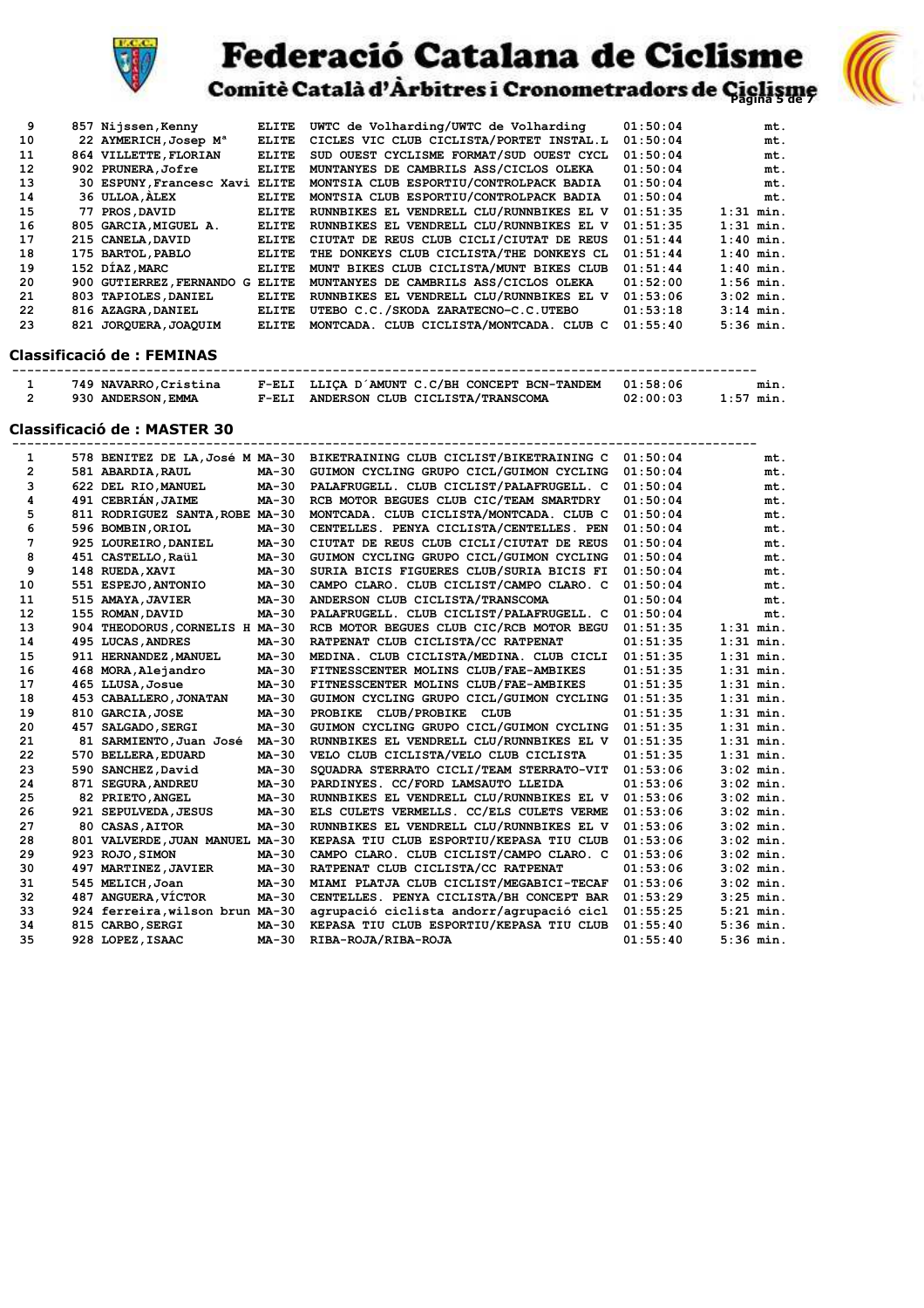# Federació Catalana de Ciclisme

## Comitè Català d'Àrbitres i Cronometradors de Ciclisme

| Pos | Dorsal | Nom | Cat | Club | Temps | Dif |
|---|---|---|---|---|---|---|
| 9 | 857 | Nijssen,Kenny | ELITE | UWTC de Volharding/UWTC de Volharding | 01:50:04 | mt. |
| 10 | 22 | AYMERICH,Josep Mª | ELITE | CICLES VIC CLUB CICLISTA/PORTET INSTAL.L | 01:50:04 | mt. |
| 11 | 864 | VILLETTE,FLORIAN | ELITE | SUD OUEST CYCLISME FORMAT/SUD OUEST CYCL | 01:50:04 | mt. |
| 12 | 902 | PRUNERA,Jofre | ELITE | MUNTANYES DE CAMBRILS ASS/CICLOS OLEKA | 01:50:04 | mt. |
| 13 | 30 | ESPUNY,Francesc Xavi | ELITE | MONTSIA CLUB ESPORTIU/CONTROLPACK BADIA | 01:50:04 | mt. |
| 14 | 36 | ULLOA,ÀLEX | ELITE | MONTSIA CLUB ESPORTIU/CONTROLPACK BADIA | 01:50:04 | mt. |
| 15 | 77 | PROS,DAVID | ELITE | RUNNBIKES EL VENDRELL CLU/RUNNBIKES EL V | 01:51:35 | 1:31 min. |
| 16 | 805 | GARCIA,MIGUEL A. | ELITE | RUNNBIKES EL VENDRELL CLU/RUNNBIKES EL V | 01:51:35 | 1:31 min. |
| 17 | 215 | CANELA,DAVID | ELITE | CIUTAT DE REUS CLUB CICLI/CIUTAT DE REUS | 01:51:44 | 1:40 min. |
| 18 | 175 | BARTOL,PABLO | ELITE | THE DONKEYS CLUB CICLISTA/THE DONKEYS CL | 01:51:44 | 1:40 min. |
| 19 | 152 | DÍAZ,MARC | ELITE | MUNT BIKES CLUB CICLISTA/MUNT BIKES CLUB | 01:51:44 | 1:40 min. |
| 20 | 900 | GUTIERREZ,FERNANDO G | ELITE | MUNTANYES DE CAMBRILS ASS/CICLOS OLEKA | 01:52:00 | 1:56 min. |
| 21 | 803 | TAPIOLES,DANIEL | ELITE | RUNNBIKES EL VENDRELL CLU/RUNNBIKES EL V | 01:53:06 | 3:02 min. |
| 22 | 816 | AZAGRA,DANIEL | ELITE | UTEBO C.C./SKODA ZARATECNO-C.C.UTEBO | 01:53:18 | 3:14 min. |
| 23 | 821 | JORQUERA,JOAQUIM | ELITE | MONTCADA. CLUB CICLISTA/MONTCADA. CLUB C | 01:55:40 | 5:36 min. |

### Classificació de : FEMINAS

| Pos | Dorsal | Nom | Cat | Club | Temps | Dif |
|---|---|---|---|---|---|---|
| 1 | 749 | NAVARRO,Cristina | F-ELI | LLIÇA D´AMUNT C.C/BH CONCEPT BCN-TANDEM | 01:58:06 | min. |
| 2 | 930 | ANDERSON,EMMA | F-ELI | ANDERSON CLUB CICLISTA/TRANSCOMA | 02:00:03 | 1:57 min. |

### Classificació de : MASTER 30

| Pos | Dorsal | Nom | Cat | Club | Temps | Dif |
|---|---|---|---|---|---|---|
| 1 | 578 | BENITEZ DE LA,José M | MA-30 | BIKETRAINING CLUB CICLIST/BIKETRAINING C | 01:50:04 | mt. |
| 2 | 581 | ABARDIA,RAUL | MA-30 | GUIMON CYCLING GRUPO CICL/GUIMON CYCLING | 01:50:04 | mt. |
| 3 | 622 | DEL RIO,MANUEL | MA-30 | PALAFRUGELL. CLUB CICLIST/PALAFRUGELL. C | 01:50:04 | mt. |
| 4 | 491 | CEBRIÁN,JAIME | MA-30 | RCB MOTOR BEGUES CLUB CIC/TEAM SMARTDRY | 01:50:04 | mt. |
| 5 | 811 | RODRIGUEZ SANTA,ROBE | MA-30 | MONTCADA. CLUB CICLISTA/MONTCADA. CLUB C | 01:50:04 | mt. |
| 6 | 596 | BOMBIN,ORIOL | MA-30 | CENTELLES. PENYA CICLISTA/CENTELLES. PEN | 01:50:04 | mt. |
| 7 | 925 | LOUREIRO,DANIEL | MA-30 | CIUTAT DE REUS CLUB CICLI/CIUTAT DE REUS | 01:50:04 | mt. |
| 8 | 451 | CASTELLO,Raül | MA-30 | GUIMON CYCLING GRUPO CICL/GUIMON CYCLING | 01:50:04 | mt. |
| 9 | 148 | RUEDA,XAVI | MA-30 | SURIA BICIS FIGUERES CLUB/SURIA BICIS FI | 01:50:04 | mt. |
| 10 | 551 | ESPEJO,ANTONIO | MA-30 | CAMPO CLARO. CLUB CICLIST/CAMPO CLARO. C | 01:50:04 | mt. |
| 11 | 515 | AMAYA,JAVIER | MA-30 | ANDERSON CLUB CICLISTA/TRANSCOMA | 01:50:04 | mt. |
| 12 | 155 | ROMAN,DAVID | MA-30 | PALAFRUGELL. CLUB CICLIST/PALAFRUGELL. C | 01:50:04 | mt. |
| 13 | 904 | THEODORUS,CORNELIS H | MA-30 | RCB MOTOR BEGUES CLUB CIC/RCB MOTOR BEGU | 01:51:35 | 1:31 min. |
| 14 | 495 | LUCAS,ANDRES | MA-30 | RATPENAT CLUB CICLISTA/CC RATPENAT | 01:51:35 | 1:31 min. |
| 15 | 911 | HERNANDEZ,MANUEL | MA-30 | MEDINA. CLUB CICLISTA/MEDINA. CLUB CICLI | 01:51:35 | 1:31 min. |
| 16 | 468 | MORA,Alejandro | MA-30 | FITNESSCENTER MOLINS CLUB/FAE-AMBIKES | 01:51:35 | 1:31 min. |
| 17 | 465 | LLUSA,Josue | MA-30 | FITNESSCENTER MOLINS CLUB/FAE-AMBIKES | 01:51:35 | 1:31 min. |
| 18 | 453 | CABALLERO,JONATAN | MA-30 | GUIMON CYCLING GRUPO CICL/GUIMON CYCLING | 01:51:35 | 1:31 min. |
| 19 | 810 | GARCIA,JOSE | MA-30 | PROBIKE CLUB/PROBIKE CLUB | 01:51:35 | 1:31 min. |
| 20 | 457 | SALGADO,SERGI | MA-30 | GUIMON CYCLING GRUPO CICL/GUIMON CYCLING | 01:51:35 | 1:31 min. |
| 21 | 81 | SARMIENTO,Juan José | MA-30 | RUNNBIKES EL VENDRELL CLU/RUNNBIKES EL V | 01:51:35 | 1:31 min. |
| 22 | 570 | BELLERA,EDUARD | MA-30 | VELO CLUB CICLISTA/VELO CLUB CICLISTA | 01:51:35 | 1:31 min. |
| 23 | 590 | SANCHEZ,David | MA-30 | SQUADRA STERRATO CICLI/TEAM STERRATO-VIT | 01:53:06 | 3:02 min. |
| 24 | 871 | SEGURA,ANDREU | MA-30 | PARDINYES. CC/FORD LAMSAUTO LLEIDA | 01:53:06 | 3:02 min. |
| 25 | 82 | PRIETO,ANGEL | MA-30 | RUNNBIKES EL VENDRELL CLU/RUNNBIKES EL V | 01:53:06 | 3:02 min. |
| 26 | 921 | SEPULVEDA,JESUS | MA-30 | ELS CULETS VERMELLS. CC/ELS CULETS VERME | 01:53:06 | 3:02 min. |
| 27 | 80 | CASAS,AITOR | MA-30 | RUNNBIKES EL VENDRELL CLU/RUNNBIKES EL V | 01:53:06 | 3:02 min. |
| 28 | 801 | VALVERDE,JUAN MANUEL | MA-30 | KEPASA TIU CLUB ESPORTIU/KEPASA TIU CLUB | 01:53:06 | 3:02 min. |
| 29 | 923 | ROJO,SIMON | MA-30 | CAMPO CLARO. CLUB CICLIST/CAMPO CLARO. C | 01:53:06 | 3:02 min. |
| 30 | 497 | MARTINEZ,JAVIER | MA-30 | RATPENAT CLUB CICLISTA/CC RATPENAT | 01:53:06 | 3:02 min. |
| 31 | 545 | MELICH,Joan | MA-30 | MIAMI PLATJA CLUB CICLIST/MEGABICI-TECAF | 01:53:06 | 3:02 min. |
| 32 | 487 | ANGUERA,VÍCTOR | MA-30 | CENTELLES. PENYA CICLISTA/BH CONCEPT BAR | 01:53:29 | 3:25 min. |
| 33 | 924 | ferreira,wilson brun | MA-30 | agrupació ciclista andorr/agrupació cicl | 01:55:25 | 5:21 min. |
| 34 | 815 | CARBO,SERGI | MA-30 | KEPASA TIU CLUB ESPORTIU/KEPASA TIU CLUB | 01:55:40 | 5:36 min. |
| 35 | 928 | LOPEZ,ISAAC | MA-30 | RIBA-ROJA/RIBA-ROJA | 01:55:40 | 5:36 min. |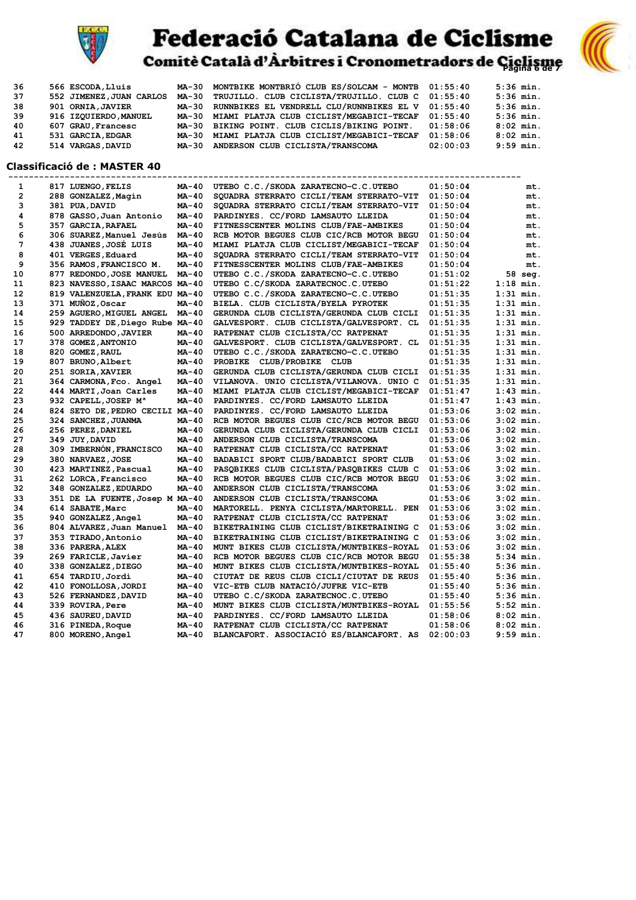| | | | | | |
|---|---|---|---|---|---|
| 36 | 566 ESCODA,Lluis | MA-30 | MONTBIKE MONTBRIÓ CLUB ES/SOLCAM - MONTB | 01:55:40 | 5:36 min. |
| 37 | 552 JIMENEZ,JUAN CARLOS | MA-30 | TRUJILLO. CLUB CICLISTA/TRUJILLO. CLUB C | 01:55:40 | 5:36 min. |
| 38 | 901 ORNIA,JAVIER | MA-30 | RUNNBIKES EL VENDRELL CLU/RUNNBIKES EL V | 01:55:40 | 5:36 min. |
| 39 | 916 IZQUIERDO,MANUEL | MA-30 | MIAMI PLATJA CLUB CICLIST/MEGABICI-TECAF | 01:55:40 | 5:36 min. |
| 40 | 607 GRAU,Francesc | MA-30 | BIKING POINT. CLUB CICLIS/BIKING POINT. | 01:58:06 | 8:02 min. |
| 41 | 531 GARCIA,EDGAR | MA-30 | MIAMI PLATJA CLUB CICLIST/MEGABICI-TECAF | 01:58:06 | 8:02 min. |
| 42 | 514 VARGAS,DAVID | MA-30 | ANDERSON CLUB CICLISTA/TRANSCOMA | 02:00:03 | 9:59 min. |

## Classificació de : MASTER 40

| | | | | | |
|---|---|---|---|---|---|
| 1 | 817 LUENGO,FELIS | MA-40 | UTEBO C.C./SKODA ZARATECNO-C.C.UTEBO | 01:50:04 | mt. |
| 2 | 288 GONZALEZ,Magín | MA-40 | SQUADRA STERRATO CICLI/TEAM STERRATO-VIT | 01:50:04 | mt. |
| 3 | 381 PUA,DAVID | MA-40 | SQUADRA STERRATO CICLI/TEAM STERRATO-VIT | 01:50:04 | mt. |
| 4 | 878 GASSO,Juan Antonio | MA-40 | PARDINYES. CC/FORD LAMSAUTO LLEIDA | 01:50:04 | mt. |
| 5 | 357 GARCIA,RAFAEL | MA-40 | FITNESSCENTER MOLINS CLUB/FAE-AMBIKES | 01:50:04 | mt. |
| 6 | 306 SUAREZ,Manuel Jesús | MA-40 | RCB MOTOR BEGUES CLUB CIC/RCB MOTOR BEGU | 01:50:04 | mt. |
| 7 | 438 JUANES,JOSÉ LUIS | MA-40 | MIAMI PLATJA CLUB CICLIST/MEGABICI-TECAF | 01:50:04 | mt. |
| 8 | 401 VERGES,Eduard | MA-40 | SQUADRA STERRATO CICLI/TEAM STERRATO-VIT | 01:50:04 | mt. |
| 9 | 356 RAMOS,FRANCISCO M. | MA-40 | FITNESSCENTER MOLINS CLUB/FAE-AMBIKES | 01:50:04 | mt. |
| 10 | 877 REDONDO,JOSE MANUEL | MA-40 | UTEBO C.C./SKODA ZARATECNO-C.C.UTEBO | 01:51:02 | 58 seg. |
| 11 | 823 NAVESSO,ISAAC MARCOS | MA-40 | UTEBO C.C/SKODA ZARATECNOC.C.UTEBO | 01:51:22 | 1:18 min. |
| 12 | 819 VALENZUELA,FRANK EDU | MA-40 | UTEBO C.C./SKODA ZARATECNO-C.C.UTEBO | 01:51:35 | 1:31 min. |
| 13 | 371 MUÑOZ,Oscar | MA-40 | BIELA. CLUB CICLISTA/BYELA PYROTEK | 01:51:35 | 1:31 min. |
| 14 | 259 AGUERO,MIGUEL ANGEL | MA-40 | GERUNDA CLUB CICLISTA/GERUNDA CLUB CICLI | 01:51:35 | 1:31 min. |
| 15 | 929 TADDEY DE,Diego Rube | MA-40 | GALVESPORT. CLUB CICLISTA/GALVESPORT. CL | 01:51:35 | 1:31 min. |
| 16 | 500 ARREDONDO,JAVIER | MA-40 | RATPENAT CLUB CICLISTA/CC RATPENAT | 01:51:35 | 1:31 min. |
| 17 | 378 GOMEZ,ANTONIO | MA-40 | GALVESPORT. CLUB CICLISTA/GALVESPORT. CL | 01:51:35 | 1:31 min. |
| 18 | 820 GOMEZ,RAUL | MA-40 | UTEBO C.C./SKODA ZARATECNO-C.C.UTEBO | 01:51:35 | 1:31 min. |
| 19 | 807 BRUNO,Albert | MA-40 | PROBIKE CLUB/PROBIKE CLUB | 01:51:35 | 1:31 min. |
| 20 | 251 SORIA,XAVIER | MA-40 | GERUNDA CLUB CICLISTA/GERUNDA CLUB CICLI | 01:51:35 | 1:31 min. |
| 21 | 364 CARMONA,Fco. Angel | MA-40 | VILANOVA. UNIO CICLISTA/VILANOVA. UNIO C | 01:51:35 | 1:31 min. |
| 22 | 444 MARTI,Joan Carles | MA-40 | MIAMI PLATJA CLUB CICLIST/MEGABICI-TECAF | 01:51:47 | 1:43 min. |
| 23 | 932 CAPELL,JOSEP Mª | MA-40 | PARDINYES. CC/FORD LAMSAUTO LLEIDA | 01:51:47 | 1:43 min. |
| 24 | 824 SETO DE,PEDRO CECILI | MA-40 | PARDINYES. CC/FORD LAMSAUTO LLEIDA | 01:53:06 | 3:02 min. |
| 25 | 324 SANCHEZ,JUANMA | MA-40 | RCB MOTOR BEGUES CLUB CIC/RCB MOTOR BEGU | 01:53:06 | 3:02 min. |
| 26 | 256 PEREZ,DANIEL | MA-40 | GERUNDA CLUB CICLISTA/GERUNDA CLUB CICLI | 01:53:06 | 3:02 min. |
| 27 | 349 JUY,DAVID | MA-40 | ANDERSON CLUB CICLISTA/TRANSCOMA | 01:53:06 | 3:02 min. |
| 28 | 309 IMBERNÓN,FRANCISCO | MA-40 | RATPENAT CLUB CICLISTA/CC RATPENAT | 01:53:06 | 3:02 min. |
| 29 | 380 NARVAEZ,JOSE | MA-40 | BADABICI SPORT CLUB/BADABICI SPORT CLUB | 01:53:06 | 3:02 min. |
| 30 | 423 MARTINEZ,Pascual | MA-40 | PASQBIKES CLUB CICLISTA/PASQBIKES CLUB C | 01:53:06 | 3:02 min. |
| 31 | 262 LORCA,Francisco | MA-40 | RCB MOTOR BEGUES CLUB CIC/RCB MOTOR BEGU | 01:53:06 | 3:02 min. |
| 32 | 348 GONZALEZ,EDUARDO | MA-40 | ANDERSON CLUB CICLISTA/TRANSCOMA | 01:53:06 | 3:02 min. |
| 33 | 351 DE LA FUENTE,Josep M | MA-40 | ANDERSON CLUB CICLISTA/TRANSCOMA | 01:53:06 | 3:02 min. |
| 34 | 614 SABATE,Marc | MA-40 | MARTORELL. PENYA CICLISTA/MARTORELL. PEN | 01:53:06 | 3:02 min. |
| 35 | 940 GONZALEZ,Angel | MA-40 | RATPENAT CLUB CICLISTA/CC RATPENAT | 01:53:06 | 3:02 min. |
| 36 | 804 ALVAREZ,Juan Manuel | MA-40 | BIKETRAINING CLUB CICLIST/BIKETRAINING C | 01:53:06 | 3:02 min. |
| 37 | 353 TIRADO,Antonio | MA-40 | BIKETRAINING CLUB CICLIST/BIKETRAINING C | 01:53:06 | 3:02 min. |
| 38 | 336 PARERA,ALEX | MA-40 | MUNT BIKES CLUB CICLISTA/MUNTBIKES-ROYAL | 01:53:06 | 3:02 min. |
| 39 | 269 FARICLE,Javier | MA-40 | RCB MOTOR BEGUES CLUB CIC/RCB MOTOR BEGU | 01:55:38 | 5:34 min. |
| 40 | 338 GONZALEZ,DIEGO | MA-40 | MUNT BIKES CLUB CICLISTA/MUNTBIKES-ROYAL | 01:55:40 | 5:36 min. |
| 41 | 654 TARDIU,Jordi | MA-40 | CIUTAT DE REUS CLUB CICLI/CIUTAT DE REUS | 01:55:40 | 5:36 min. |
| 42 | 410 FONOLLOSA,JORDI | MA-40 | VIC-ETB CLUB NATACIÓ/JUFRE VIC-ETB | 01:55:40 | 5:36 min. |
| 43 | 526 FERNANDEZ,DAVID | MA-40 | UTEBO C.C/SKODA ZARATECNOC.C.UTEBO | 01:55:40 | 5:36 min. |
| 44 | 339 ROVIRA,Pere | MA-40 | MUNT BIKES CLUB CICLISTA/MUNTBIKES-ROYAL | 01:55:56 | 5:52 min. |
| 45 | 436 SAUREU,DAVID | MA-40 | PARDINYES. CC/FORD LAMSAUTO LLEIDA | 01:58:06 | 8:02 min. |
| 46 | 316 PINEDA,Roque | MA-40 | RATPENAT CLUB CICLISTA/CC RATPENAT | 01:58:06 | 8:02 min. |
| 47 | 800 MORENO,Angel | MA-40 | BLANCAFORT. ASSOCIACIÓ ES/BLANCAFORT. AS | 02:00:03 | 9:59 min. |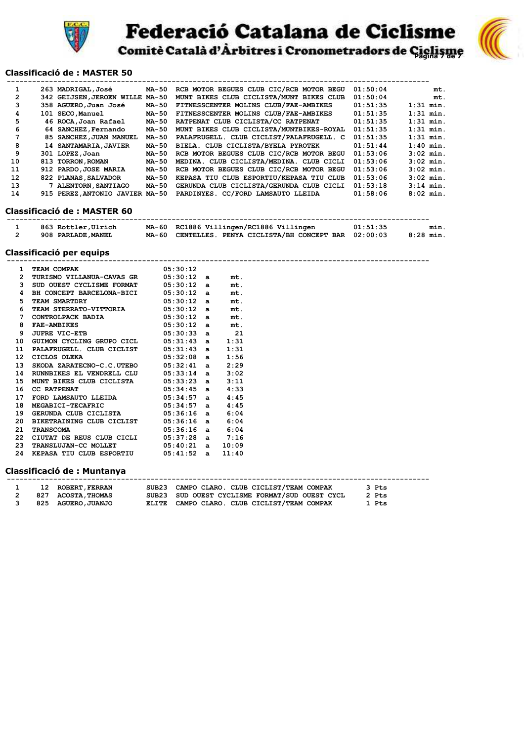Federació Catalana de Ciclisme

Comitè Català d'Àrbitres i Cronometradors de Ciclisme

## Classificació de : MASTER 50

| | | | | | | |
|---|---|---|---|---|---|---|
| 1 | 263 | MADRIGAL, José | MA-50 | RCB MOTOR BEGUES CLUB CIC/RCB MOTOR BEGU | 01:50:04 | mt. |
| 2 | 342 | GEIJSEN, JEROEN WILLE | MA-50 | MUNT BIKES CLUB CICLISTA/MUNT BIKES CLUB | 01:50:04 | mt. |
| 3 | 358 | AGUERO, Juan José | MA-50 | FITNESSCENTER MOLINS CLUB/FAE-AMBIKES | 01:51:35 | 1:31 min. |
| 4 | 101 | SECO, Manuel | MA-50 | FITNESSCENTER MOLINS CLUB/FAE-AMBIKES | 01:51:35 | 1:31 min. |
| 5 | 46 | ROCA, Joan Rafael | MA-50 | RATPENAT CLUB CICLISTA/CC RATPENAT | 01:51:35 | 1:31 min. |
| 6 | 64 | SANCHEZ, Fernando | MA-50 | MUNT BIKES CLUB CICLISTA/MUNTBIKES-ROYAL | 01:51:35 | 1:31 min. |
| 7 | 85 | SANCHEZ, JUAN MANUEL | MA-50 | PALAFRUGELL. CLUB CICLIST/PALAFRUGELL. C | 01:51:35 | 1:31 min. |
| 8 | 14 | SANTAMARIA, JAVIER | MA-50 | BIELA. CLUB CICLISTA/BYELA PYROTEK | 01:51:44 | 1:40 min. |
| 9 | 301 | LOPEZ, Joan | MA-50 | RCB MOTOR BEGUES CLUB CIC/RCB MOTOR BEGU | 01:53:06 | 3:02 min. |
| 10 | 813 | TORRON, ROMAN | MA-50 | MEDINA. CLUB CICLISTA/MEDINA. CLUB CICLI | 01:53:06 | 3:02 min. |
| 11 | 912 | PARDO, JOSE MARIA | MA-50 | RCB MOTOR BEGUES CLUB CIC/RCB MOTOR BEGU | 01:53:06 | 3:02 min. |
| 12 | 822 | PLANAS, SALVADOR | MA-50 | KEPASA TIU CLUB ESPORTIU/KEPASA TIU CLUB | 01:53:06 | 3:02 min. |
| 13 | 7 | ALENTORN, SANTIAGO | MA-50 | GERUNDA CLUB CICLISTA/GERUNDA CLUB CICLI | 01:53:18 | 3:14 min. |
| 14 | 915 | PEREZ, ANTONIO JAVIER | MA-50 | PARDINYES. CC/FORD LAMSAUTO LLEIDA | 01:58:06 | 8:02 min. |

## Classificació de : MASTER 60

| | | | | | | |
|---|---|---|---|---|---|---|
| 1 | 863 | Rottler, Ulrich | MA-60 | RC1886 Villingen/RC1886 Villingen | 01:51:35 | min. |
| 2 | 908 | PARLADE, MANEL | MA-60 | CENTELLES. PENYA CICLISTA/BH CONCEPT BAR | 02:00:03 | 8:28 min. |

## Classificació per equips

| | | | | |
|---|---|---|---|---|
| 1 | TEAM COMPAK | 05:30:12 | | |
| 2 | TURISMO VILLANUA-CAVAS GR | 05:30:12 | a | mt. |
| 3 | SUD OUEST CYCLISME FORMAT | 05:30:12 | a | mt. |
| 4 | BH CONCEPT BARCELONA-BICI | 05:30:12 | a | mt. |
| 5 | TEAM SMARTDRY | 05:30:12 | a | mt. |
| 6 | TEAM STERRATO-VITTORIA | 05:30:12 | a | mt. |
| 7 | CONTROLPACK BADIA | 05:30:12 | a | mt. |
| 8 | FAE-AMBIKES | 05:30:12 | a | mt. |
| 9 | JUFRE VIC-ETB | 05:30:33 | a | 21 |
| 10 | GUIMON CYCLING GRUPO CICL | 05:31:43 | a | 1:31 |
| 11 | PALAFRUGELL. CLUB CICLIST | 05:31:43 | a | 1:31 |
| 12 | CICLOS OLEKA | 05:32:08 | a | 1:56 |
| 13 | SKODA ZARATECNO-C.C.UTEBO | 05:32:41 | a | 2:29 |
| 14 | RUNNBIKES EL VENDRELL CLU | 05:33:14 | a | 3:02 |
| 15 | MUNT BIKES CLUB CICLISTA | 05:33:23 | a | 3:11 |
| 16 | CC RATPENAT | 05:34:45 | a | 4:33 |
| 17 | FORD LAMSAUTO LLEIDA | 05:34:57 | a | 4:45 |
| 18 | MEGABICI-TECAFRIC | 05:34:57 | a | 4:45 |
| 19 | GERUNDA CLUB CICLISTA | 05:36:16 | a | 6:04 |
| 20 | BIKETRAINING CLUB CICLIST | 05:36:16 | a | 6:04 |
| 21 | TRANSCOMA | 05:36:16 | a | 6:04 |
| 22 | CIUTAT DE REUS CLUB CICLI | 05:37:28 | a | 7:16 |
| 23 | TRANSLUJAN-CC MOLLET | 05:40:21 | a | 10:09 |
| 24 | KEPASA TIU CLUB ESPORTIU | 05:41:52 | a | 11:40 |

## Classificació de : Muntanya

| | | | | | |
|---|---|---|---|---|---|
| 1 | 12 | ROBERT, FERRAN | SUB23 | CAMPO CLARO. CLUB CICLIST/TEAM COMPAK | 3 Pts |
| 2 | 827 | ACOSTA, THOMAS | SUB23 | SUD OUEST CYCLISME FORMAT/SUD OUEST CYCL | 2 Pts |
| 3 | 825 | AGUERO, JUANJO | ELITE | CAMPO CLARO. CLUB CICLIST/TEAM COMPAK | 1 Pts |